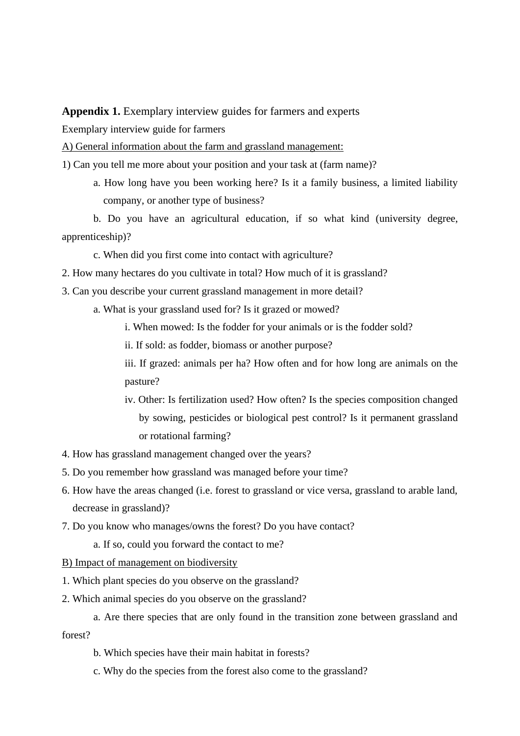**Appendix 1.** Exemplary interview guides for farmers and experts

Exemplary interview guide for farmers

A) General information about the farm and grassland management:

1) Can you tell me more about your position and your task at (farm name)?

   a. How long have you been working here? Is it a family business, a limited liability company, or another type of business?

   b. Do you have an agricultural education, if so what kind (university degree, apprenticeship)?

   c. When did you first come into contact with agriculture?

2. How many hectares do you cultivate in total? How much of it is grassland?

3. Can you describe your current grassland management in more detail?

   a. What is your grassland used for? Is it grazed or mowed?

      i. When mowed: Is the fodder for your animals or is the fodder sold?

      ii. If sold: as fodder, biomass or another purpose?

      iii. If grazed: animals per ha? How often and for how long are animals on the pasture?

      iv. Other: Is fertilization used? How often? Is the species composition changed by sowing, pesticides or biological pest control? Is it permanent grassland or rotational farming?

4. How has grassland management changed over the years?

5. Do you remember how grassland was managed before your time?

6. How have the areas changed (i.e. forest to grassland or vice versa, grassland to arable land, decrease in grassland)?

7. Do you know who manages/owns the forest? Do you have contact?

   a. If so, could you forward the contact to me?

B) Impact of management on biodiversity

1. Which plant species do you observe on the grassland?

2. Which animal species do you observe on the grassland?

   a. Are there species that are only found in the transition zone between grassland and forest?

   b. Which species have their main habitat in forests?

   c. Why do the species from the forest also come to the grassland?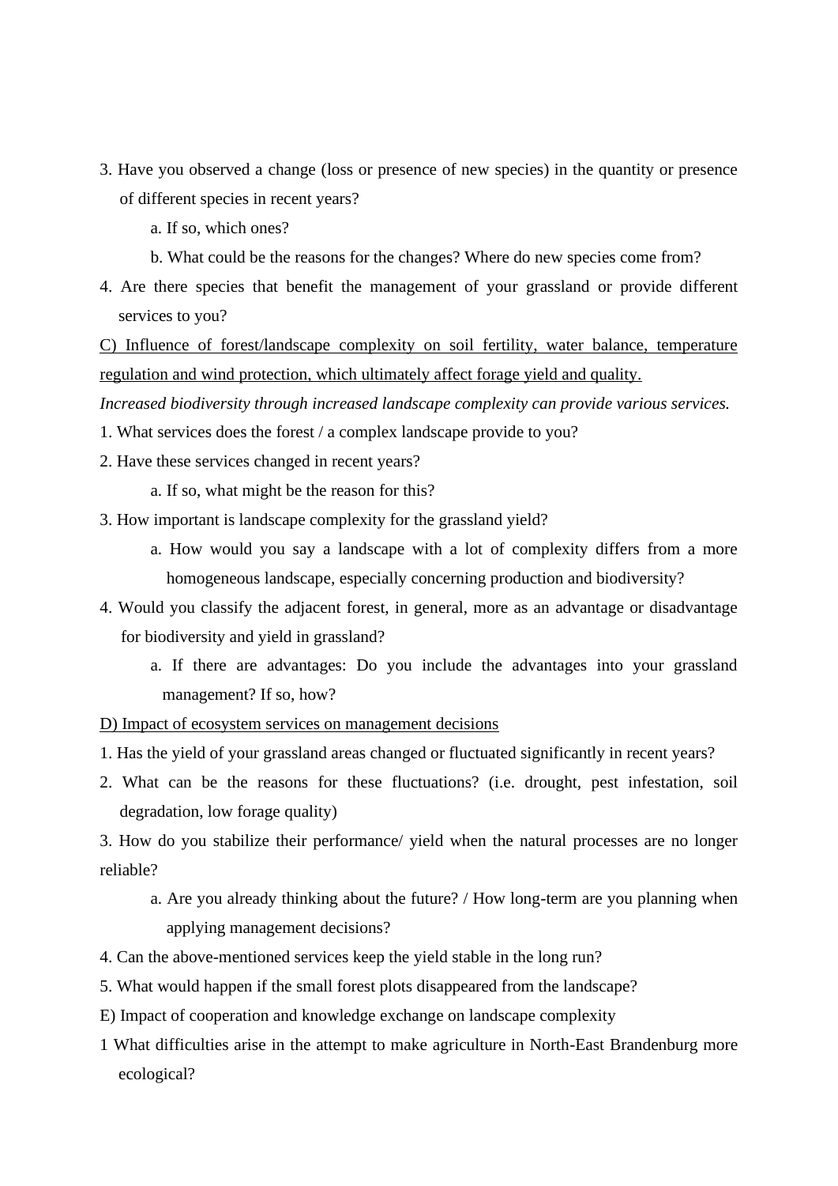3. Have you observed a change (loss or presence of new species) in the quantity or presence of different species in recent years?

    a. If so, which ones?

    b. What could be the reasons for the changes? Where do new species come from?

4. Are there species that benefit the management of your grassland or provide different services to you?

<u>C) Influence of forest/landscape complexity on soil fertility, water balance, temperature regulation and wind protection, which ultimately affect forage yield and quality.</u>

*Increased biodiversity through increased landscape complexity can provide various services.*

1. What services does the forest / a complex landscape provide to you?

2. Have these services changed in recent years?

    a. If so, what might be the reason for this?

3. How important is landscape complexity for the grassland yield?

    a. How would you say a landscape with a lot of complexity differs from a more homogeneous landscape, especially concerning production and biodiversity?

4. Would you classify the adjacent forest, in general, more as an advantage or disadvantage for biodiversity and yield in grassland?

    a. If there are advantages: Do you include the advantages into your grassland management? If so, how?

<u>D) Impact of ecosystem services on management decisions</u>

1. Has the yield of your grassland areas changed or fluctuated significantly in recent years?

2. What can be the reasons for these fluctuations? (i.e. drought, pest infestation, soil degradation, low forage quality)

3. How do you stabilize their performance/ yield when the natural processes are no longer reliable?

    a. Are you already thinking about the future? / How long-term are you planning when applying management decisions?

4. Can the above-mentioned services keep the yield stable in the long run?

5. What would happen if the small forest plots disappeared from the landscape?

E) Impact of cooperation and knowledge exchange on landscape complexity

1 What difficulties arise in the attempt to make agriculture in North-East Brandenburg more ecological?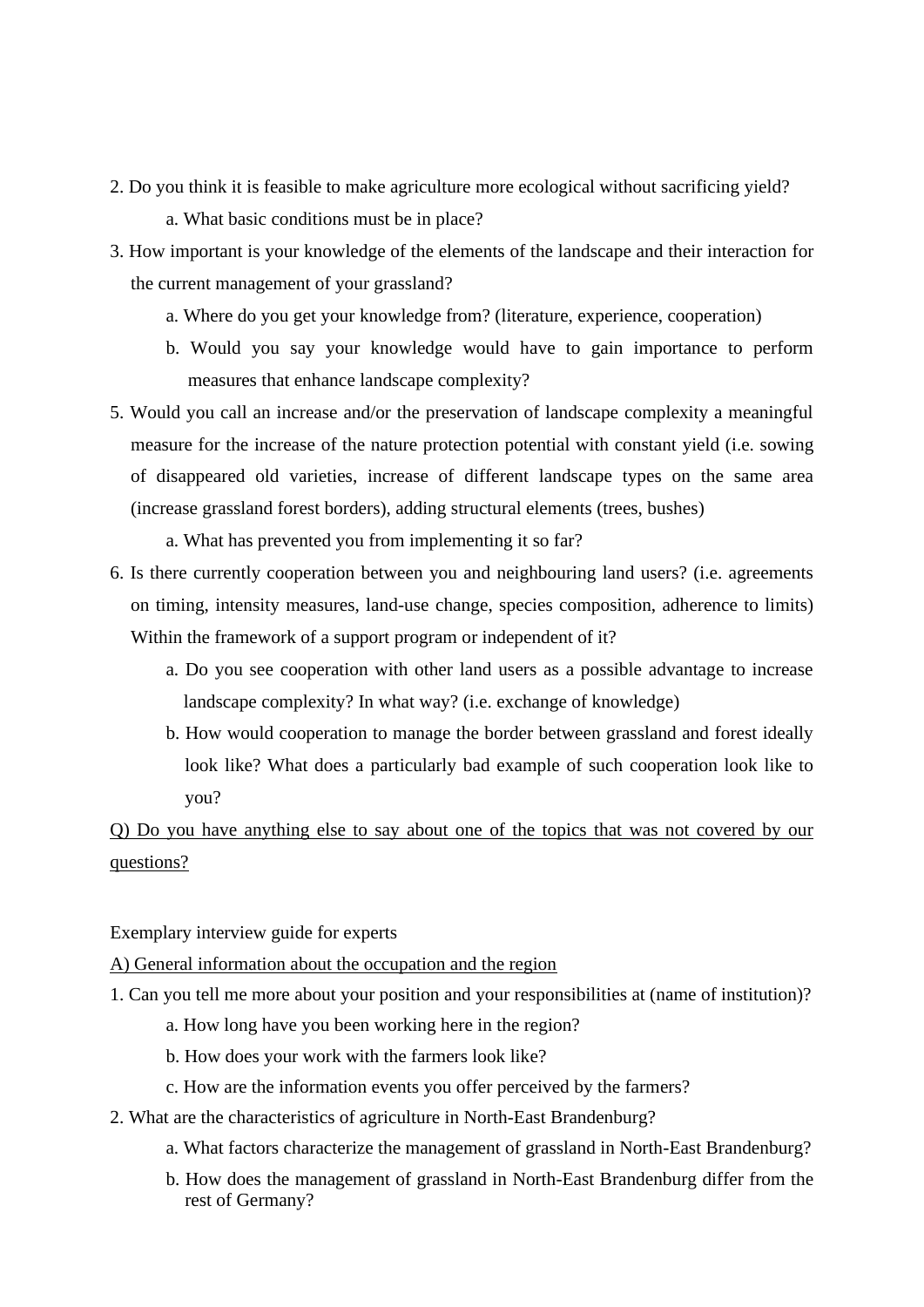2. Do you think it is feasible to make agriculture more ecological without sacrificing yield?
    a. What basic conditions must be in place?
3. How important is your knowledge of the elements of the landscape and their interaction for the current management of your grassland?
    a. Where do you get your knowledge from? (literature, experience, cooperation)
    b. Would you say your knowledge would have to gain importance to perform measures that enhance landscape complexity?
5. Would you call an increase and/or the preservation of landscape complexity a meaningful measure for the increase of the nature protection potential with constant yield (i.e. sowing of disappeared old varieties, increase of different landscape types on the same area (increase grassland forest borders), adding structural elements (trees, bushes)
    a. What has prevented you from implementing it so far?
6. Is there currently cooperation between you and neighbouring land users? (i.e. agreements on timing, intensity measures, land-use change, species composition, adherence to limits) Within the framework of a support program or independent of it?
    a. Do you see cooperation with other land users as a possible advantage to increase landscape complexity? In what way? (i.e. exchange of knowledge)
    b. How would cooperation to manage the border between grassland and forest ideally look like? What does a particularly bad example of such cooperation look like to you?

<u>Q) Do you have anything else to say about one of the topics that was not covered by our questions?</u>

Exemplary interview guide for experts

<u>A) General information about the occupation and the region</u>

1. Can you tell me more about your position and your responsibilities at (name of institution)?
    a. How long have you been working here in the region?
    b. How does your work with the farmers look like?
    c. How are the information events you offer perceived by the farmers?
2. What are the characteristics of agriculture in North-East Brandenburg?
    a. What factors characterize the management of grassland in North-East Brandenburg?
    b. How does the management of grassland in North-East Brandenburg differ from the rest of Germany?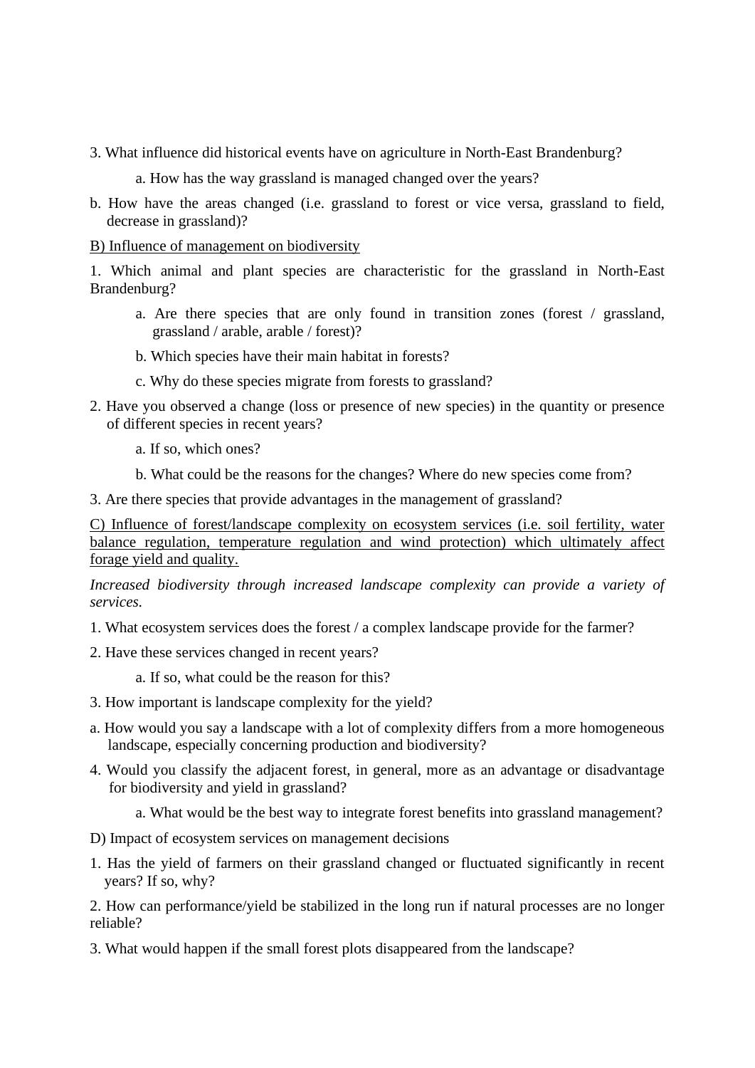3. What influence did historical events have on agriculture in North-East Brandenburg?

   a. How has the way grassland is managed changed over the years?

b. How have the areas changed (i.e. grassland to forest or vice versa, grassland to field, decrease in grassland)?

B) Influence of management on biodiversity

1. Which animal and plant species are characteristic for the grassland in North-East Brandenburg?

   a. Are there species that are only found in transition zones (forest / grassland, grassland / arable, arable / forest)?

   b. Which species have their main habitat in forests?

   c. Why do these species migrate from forests to grassland?

2. Have you observed a change (loss or presence of new species) in the quantity or presence of different species in recent years?

   a. If so, which ones?

   b. What could be the reasons for the changes? Where do new species come from?

3. Are there species that provide advantages in the management of grassland?

C) Influence of forest/landscape complexity on ecosystem services (i.e. soil fertility, water balance regulation, temperature regulation and wind protection) which ultimately affect forage yield and quality.

*Increased biodiversity through increased landscape complexity can provide a variety of services.*

1. What ecosystem services does the forest / a complex landscape provide for the farmer?

2. Have these services changed in recent years?

   a. If so, what could be the reason for this?

3. How important is landscape complexity for the yield?

a. How would you say a landscape with a lot of complexity differs from a more homogeneous landscape, especially concerning production and biodiversity?

4. Would you classify the adjacent forest, in general, more as an advantage or disadvantage for biodiversity and yield in grassland?

   a. What would be the best way to integrate forest benefits into grassland management?

D) Impact of ecosystem services on management decisions

1. Has the yield of farmers on their grassland changed or fluctuated significantly in recent years? If so, why?

2. How can performance/yield be stabilized in the long run if natural processes are no longer reliable?

3. What would happen if the small forest plots disappeared from the landscape?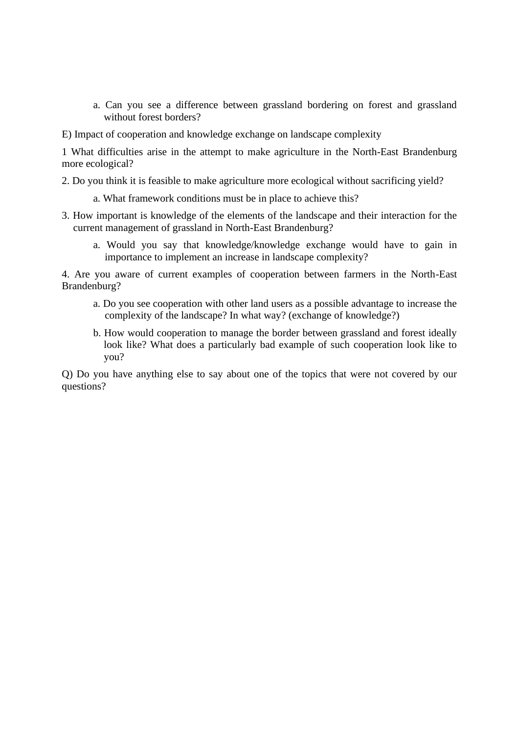a. Can you see a difference between grassland bordering on forest and grassland without forest borders?

E) Impact of cooperation and knowledge exchange on landscape complexity

1 What difficulties arise in the attempt to make agriculture in the North-East Brandenburg more ecological?

2. Do you think it is feasible to make agriculture more ecological without sacrificing yield?

a. What framework conditions must be in place to achieve this?

3. How important is knowledge of the elements of the landscape and their interaction for the current management of grassland in North-East Brandenburg?

a. Would you say that knowledge/knowledge exchange would have to gain in importance to implement an increase in landscape complexity?

4. Are you aware of current examples of cooperation between farmers in the North-East Brandenburg?

a. Do you see cooperation with other land users as a possible advantage to increase the complexity of the landscape? In what way? (exchange of knowledge?)

b. How would cooperation to manage the border between grassland and forest ideally look like? What does a particularly bad example of such cooperation look like to you?

Q) Do you have anything else to say about one of the topics that were not covered by our questions?